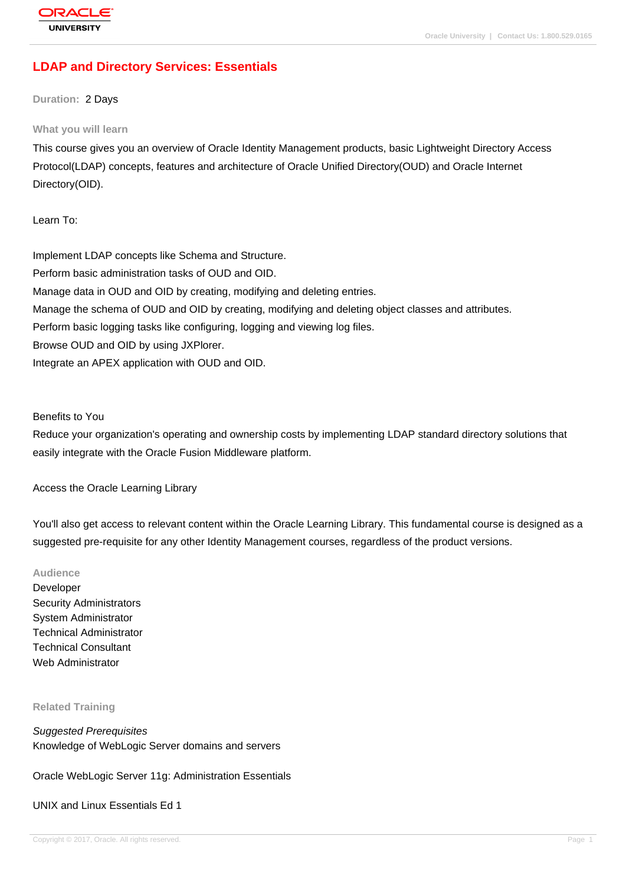# LDAP and Directory Services: Essentials

**Duration:** 2 Days

## What you will learn

This course gives you an overview of Oracle Identity Management products, basic Lightweight Directory Access Protocol(LDAP) concepts, features and architecture of Oracle Unified Directory(OUD) and Oracle Internet Directory(OID).

Learn To:

Implement LDAP concepts like Schema and Structure.
Perform basic administration tasks of OUD and OID.
Manage data in OUD and OID by creating, modifying and deleting entries.
Manage the schema of OUD and OID by creating, modifying and deleting object classes and attributes.
Perform basic logging tasks like configuring, logging and viewing log files.
Browse OUD and OID by using JXPlorer.
Integrate an APEX application with OUD and OID.

Benefits to You
Reduce your organization's operating and ownership costs by implementing LDAP standard directory solutions that easily integrate with the Oracle Fusion Middleware platform.

Access the Oracle Learning Library

You'll also get access to relevant content within the Oracle Learning Library. This fundamental course is designed as a suggested pre-requisite for any other Identity Management courses, regardless of the product versions.

## Audience

Developer
Security Administrators
System Administrator
Technical Administrator
Technical Consultant
Web Administrator

## Related Training

*Suggested Prerequisites*
Knowledge of WebLogic Server domains and servers

Oracle WebLogic Server 11g: Administration Essentials

UNIX and Linux Essentials Ed 1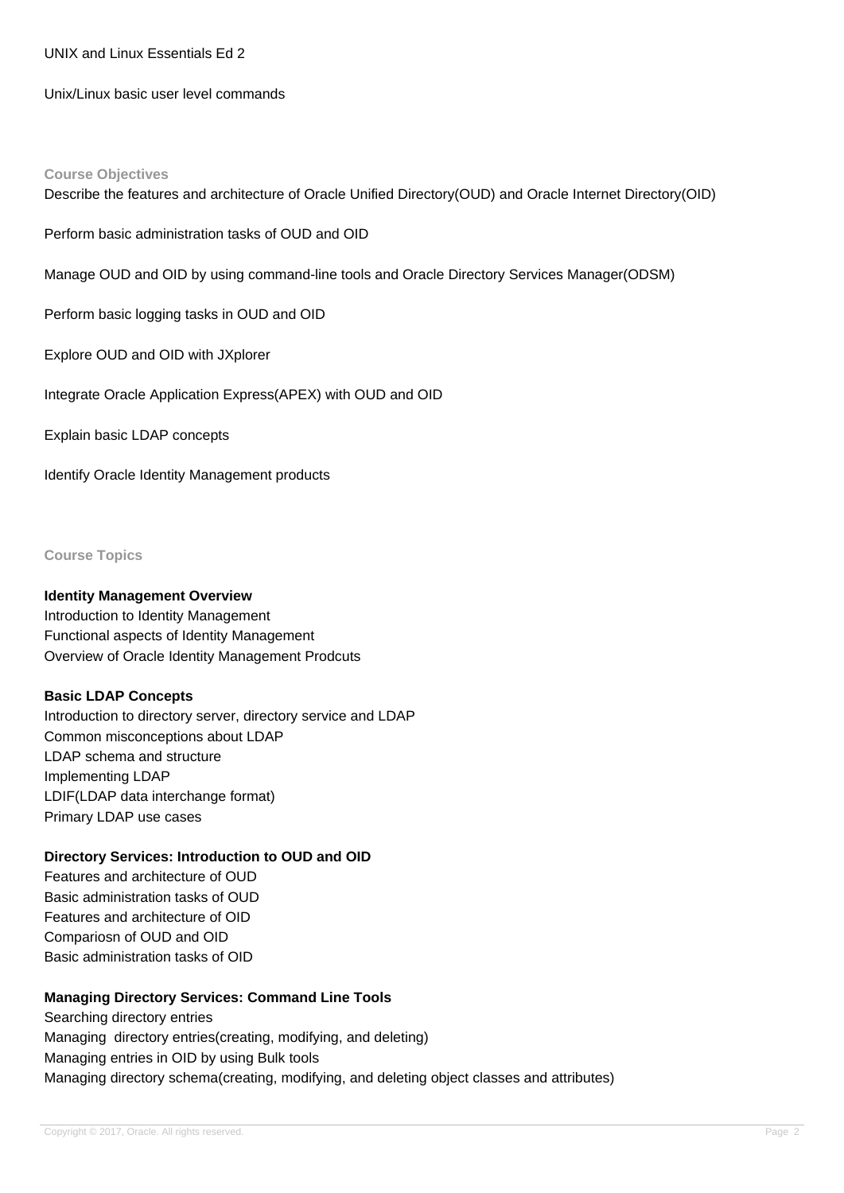UNIX and Linux Essentials Ed 2

Unix/Linux basic user level commands

## Course Objectives

Describe the features and architecture of Oracle Unified Directory(OUD) and Oracle Internet Directory(OID)

Perform basic administration tasks of OUD and OID

Manage OUD and OID by using command-line tools and Oracle Directory Services Manager(ODSM)

Perform basic logging tasks in OUD and OID

Explore OUD and OID with JXplorer

Integrate Oracle Application Express(APEX) with OUD and OID

Explain basic LDAP concepts

Identify Oracle Identity Management products

## Course Topics

**Identity Management Overview**
Introduction to Identity Management
Functional aspects of Identity Management
Overview of Oracle Identity Management Prodcuts

**Basic LDAP Concepts**
Introduction to directory server, directory service and LDAP
Common misconceptions about LDAP
LDAP schema and structure
Implementing LDAP
LDIF(LDAP data interchange format)
Primary LDAP use cases

**Directory Services: Introduction to OUD and OID**
Features and architecture of OUD
Basic administration tasks of OUD
Features and architecture of OID
Compariosn of OUD and OID
Basic administration tasks of OID

**Managing Directory Services: Command Line Tools**
Searching directory entries
Managing directory entries(creating, modifying, and deleting)
Managing entries in OID by using Bulk tools
Managing directory schema(creating, modifying, and deleting object classes and attributes)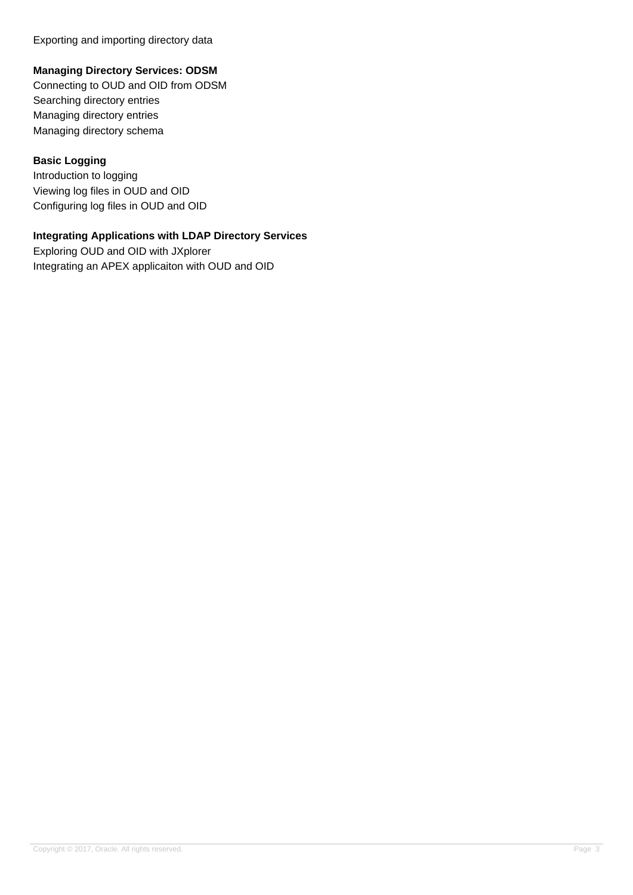Exporting and importing directory data

**Managing Directory Services: ODSM**

Connecting to OUD and OID from ODSM
Searching directory entries
Managing directory entries
Managing directory schema

**Basic Logging**

Introduction to logging
Viewing log files in OUD and OID
Configuring log files in OUD and OID

**Integrating Applications with LDAP Directory Services**

Exploring OUD and OID with JXplorer
Integrating an APEX applicaiton with OUD and OID